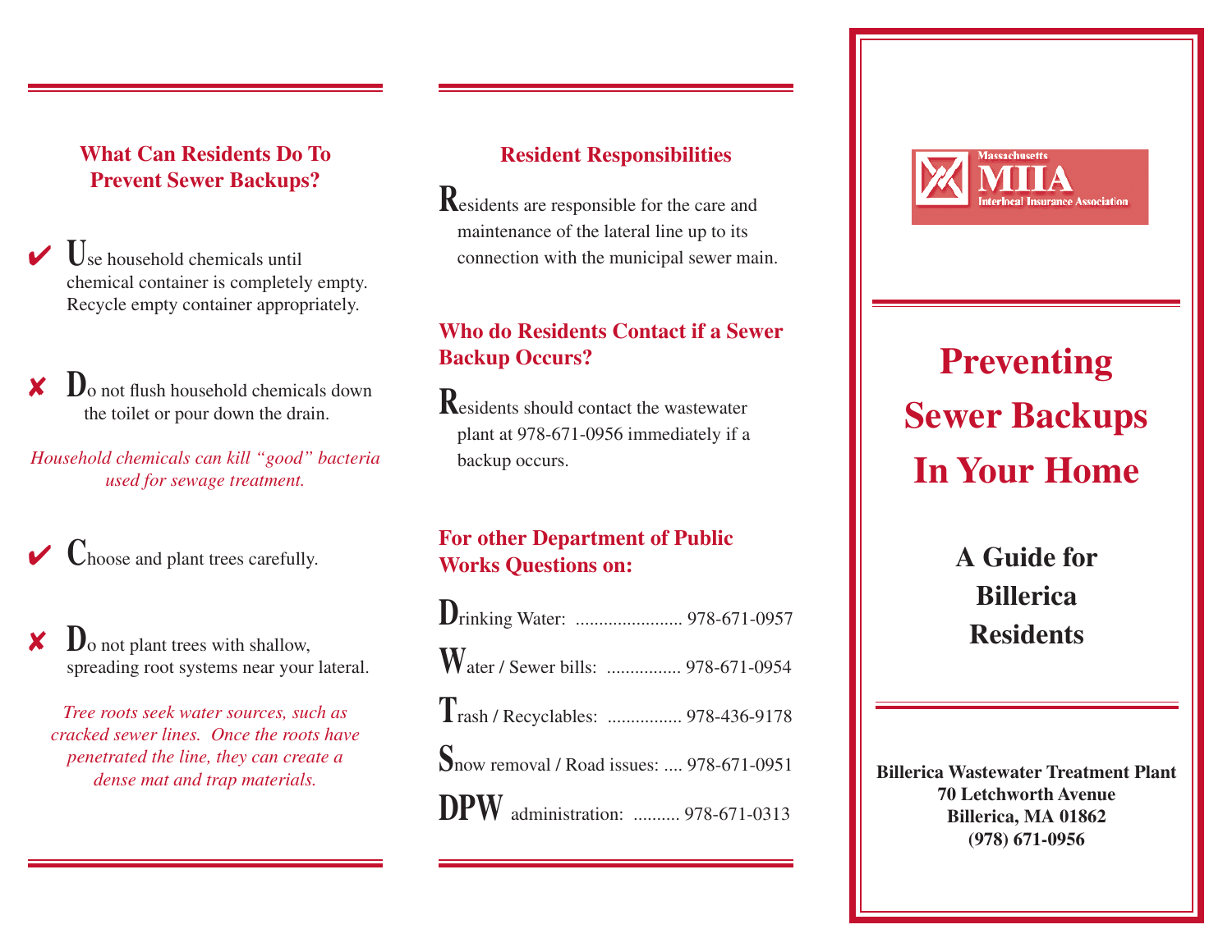## What Can Residents Do To Prevent Sewer Backups?

✔ Use household chemicals until chemical container is completely empty. Recycle empty container appropriately.

✘ Do not flush household chemicals down the toilet or pour down the drain.

*Household chemicals can kill "good" bacteria used for sewage treatment.*

✔ Choose and plant trees carefully.

✘ Do not plant trees with shallow, spreading root systems near your lateral.

*Tree roots seek water sources, such as cracked sewer lines. Once the roots have penetrated the line, they can create a dense mat and trap materials.*

## Resident Responsibilities

Residents are responsible for the care and maintenance of the lateral line up to its connection with the municipal sewer main.

## Who do Residents Contact if a Sewer Backup Occurs?

Residents should contact the wastewater plant at 978-671-0956 immediately if a backup occurs.

## For other Department of Public Works Questions on:

Drinking Water: ....................... 978-671-0957

Water / Sewer bills: ................ 978-671-0954

Trash / Recyclables: ................ 978-436-9178

Snow removal / Road issues: .... 978-671-0951

DPW administration: .......... 978-671-0313

Massachusetts MIIA Interlocal Insurance Association

# Preventing Sewer Backups In Your Home

### A Guide for Billerica Residents

**Billerica Wastewater Treatment Plant**
**70 Letchworth Avenue**
**Billerica, MA 01862**
**(978) 671-0956**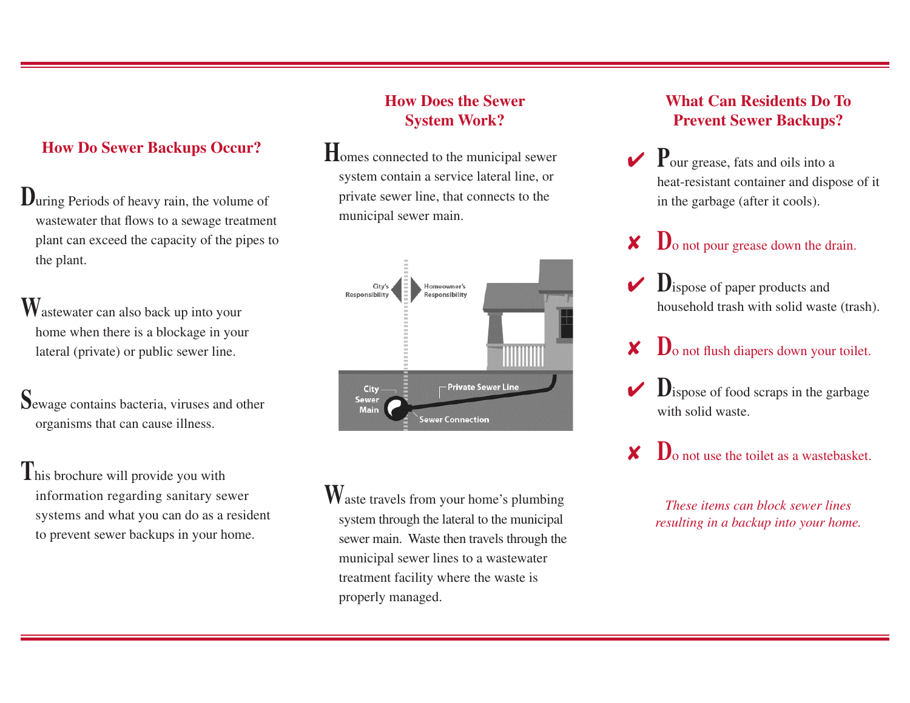## How Do Sewer Backups Occur?

During Periods of heavy rain, the volume of wastewater that flows to a sewage treatment plant can exceed the capacity of the pipes to the plant.

Wastewater can also back up into your home when there is a blockage in your lateral (private) or public sewer line.

Sewage contains bacteria, viruses and other organisms that can cause illness.

This brochure will provide you with information regarding sanitary sewer systems and what you can do as a resident to prevent sewer backups in your home.

## How Does the Sewer System Work?

Homes connected to the municipal sewer system contain a service lateral line, or private sewer line, that connects to the municipal sewer main.

City's Responsibility

Homeowner's Responsibility

City Sewer Main

Private Sewer Line

Sewer Connection

Waste travels from your home's plumbing system through the lateral to the municipal sewer main. Waste then travels through the municipal sewer lines to a wastewater treatment facility where the waste is properly managed.

## What Can Residents Do To Prevent Sewer Backups?

- ✔ Pour grease, fats and oils into a heat-resistant container and dispose of it in the garbage (after it cools).
- ✘ Do not pour grease down the drain.
- ✔ Dispose of paper products and household trash with solid waste (trash).
- ✘ Do not flush diapers down your toilet.
- ✔ Dispose of food scraps in the garbage with solid waste.
- ✘ Do not use the toilet as a wastebasket.

*These items can block sewer lines resulting in a backup into your home.*